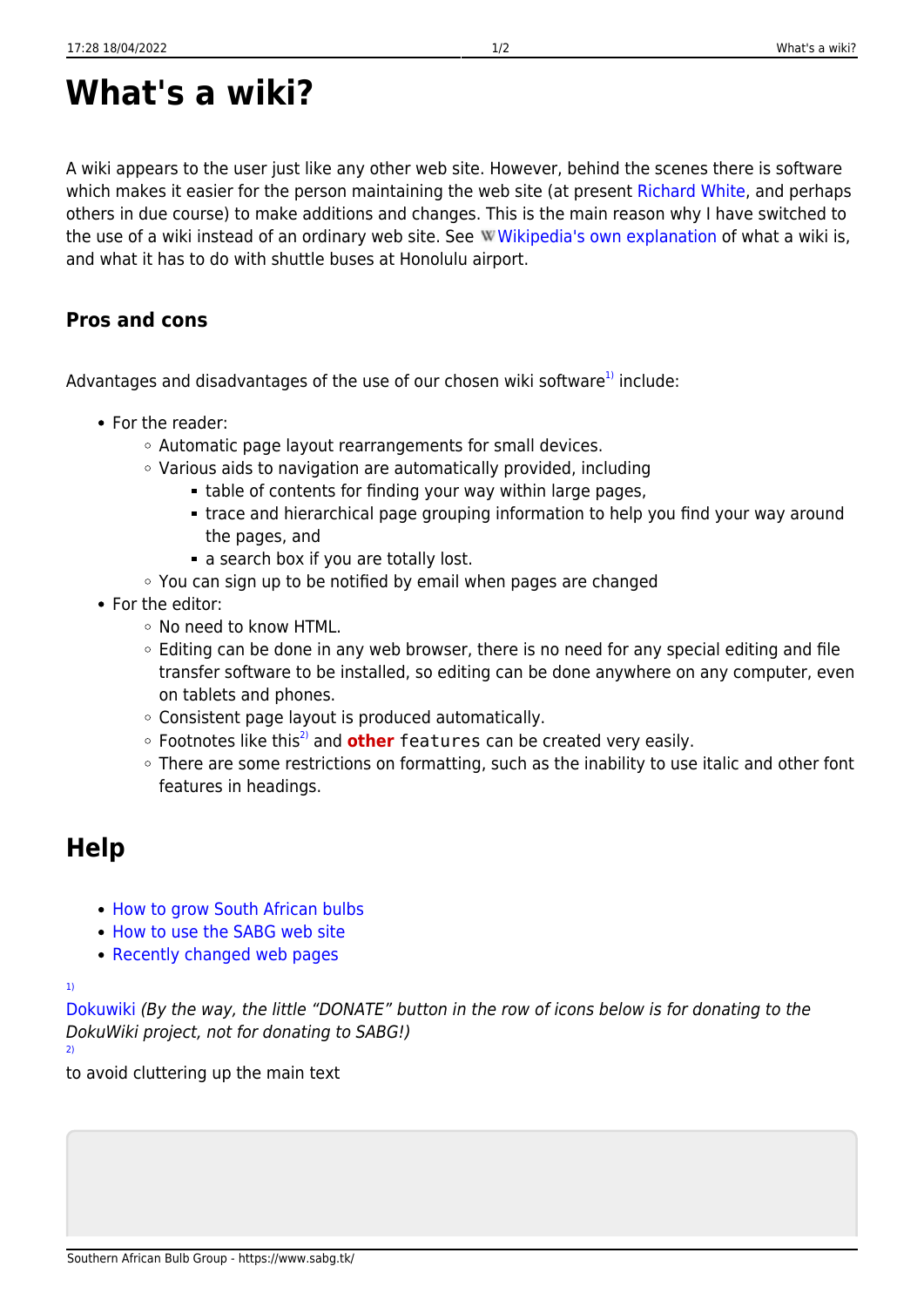# What's a wiki?

A wiki appears to the user just like any other web site. However, behind the scenes there is software which makes it easier for the person maintaining the web site (at present Richard White, and perhaps others in due course) to make additions and changes. This is the main reason why I have switched to the use of a wiki instead of an ordinary web site. See Wikipedia's own explanation of what a wiki is, and what it has to do with shuttle buses at Honolulu airport.

### Pros and cons

Advantages and disadvantages of the use of our chosen wiki software[1] include:

- For the reader:
  - Automatic page layout rearrangements for small devices.
  - Various aids to navigation are automatically provided, including
    - table of contents for finding your way within large pages,
    - trace and hierarchical page grouping information to help you find your way around the pages, and
    - a search box if you are totally lost.
  - You can sign up to be notified by email when pages are changed
- For the editor:
  - No need to know HTML.
  - Editing can be done in any web browser, there is no need for any special editing and file transfer software to be installed, so editing can be done anywhere on any computer, even on tablets and phones.
  - Consistent page layout is produced automatically.
  - Footnotes like this[2] and **other** `features` can be created very easily.
  - There are some restrictions on formatting, such as the inability to use italic and other font features in headings.

## Help

- How to grow South African bulbs
- How to use the SABG web site
- Recently changed web pages

[1] Dokuwiki *(By the way, the little “DONATE” button in the row of icons below is for donating to the DokuWiki project, not for donating to SABG!)*

[2] to avoid cluttering up the main text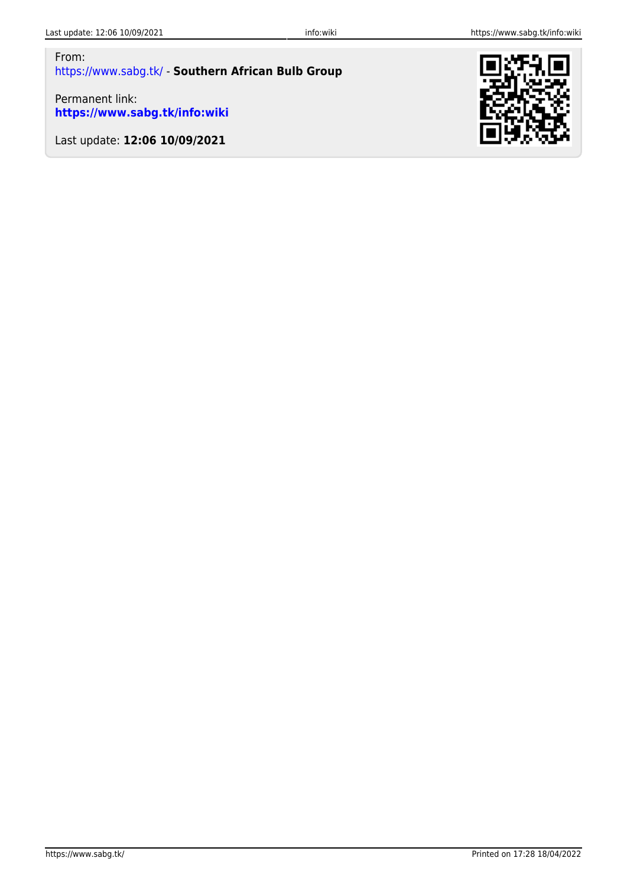From:
https://www.sabg.tk/ - **Southern African Bulb Group**

Permanent link:
**https://www.sabg.tk/info:wiki**

Last update: **12:06 10/09/2021**